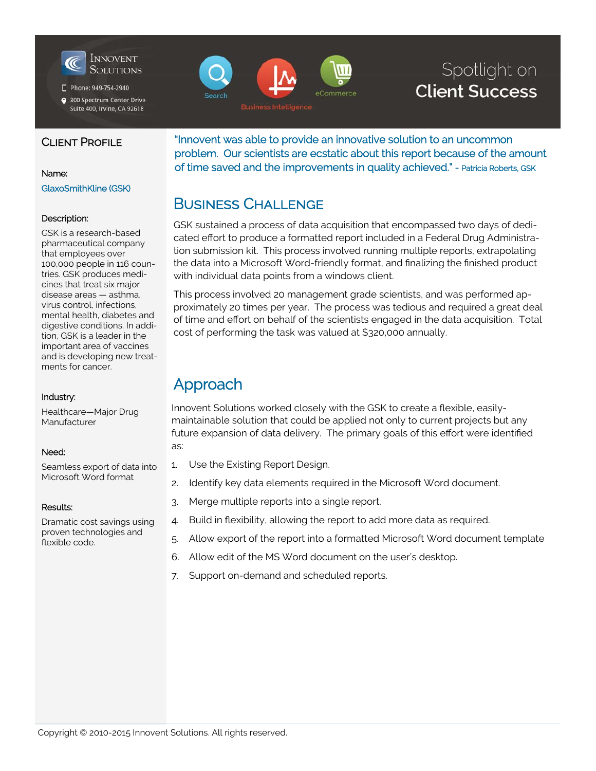Innovent Solutions

Phone: 949-754-2940

300 Spectrum Center Drive
Suite 400, Irvine, CA 92618

Search | Business Intelligence | eCommerce

# Spotlight on **Client Success**

## Client Profile

**Name:**

GlaxoSmithKline (GSK)

**Description:**

GSK is a research-based pharmaceutical company that employees over 100,000 people in 116 countries. GSK produces medicines that treat six major disease areas — asthma, virus control, infections, mental health, diabetes and digestive conditions. In addition, GSK is a leader in the important area of vaccines and is developing new treatments for cancer.

**Industry:**

Healthcare—Major Drug Manufacturer

**Need:**

Seamless export of data into Microsoft Word format

**Results:**

Dramatic cost savings using proven technologies and flexible code.

"Innovent was able to provide an innovative solution to an uncommon problem. Our scientists are ecstatic about this report because of the amount of time saved and the improvements in quality achieved." - Patricia Roberts, GSK

## Business Challenge

GSK sustained a process of data acquisition that encompassed two days of dedicated effort to produce a formatted report included in a Federal Drug Administration submission kit. This process involved running multiple reports, extrapolating the data into a Microsoft Word-friendly format, and finalizing the finished product with individual data points from a windows client.

This process involved 20 management grade scientists, and was performed approximately 20 times per year. The process was tedious and required a great deal of time and effort on behalf of the scientists engaged in the data acquisition. Total cost of performing the task was valued at $320,000 annually.

## Approach

Innovent Solutions worked closely with the GSK to create a flexible, easily-maintainable solution that could be applied not only to current projects but any future expansion of data delivery. The primary goals of this effort were identified as:

1. Use the Existing Report Design.
2. Identify key data elements required in the Microsoft Word document.
3. Merge multiple reports into a single report.
4. Build in flexibility, allowing the report to add more data as required.
5. Allow export of the report into a formatted Microsoft Word document template
6. Allow edit of the MS Word document on the user's desktop.
7. Support on-demand and scheduled reports.

Copyright © 2010-2015 Innovent Solutions. All rights reserved.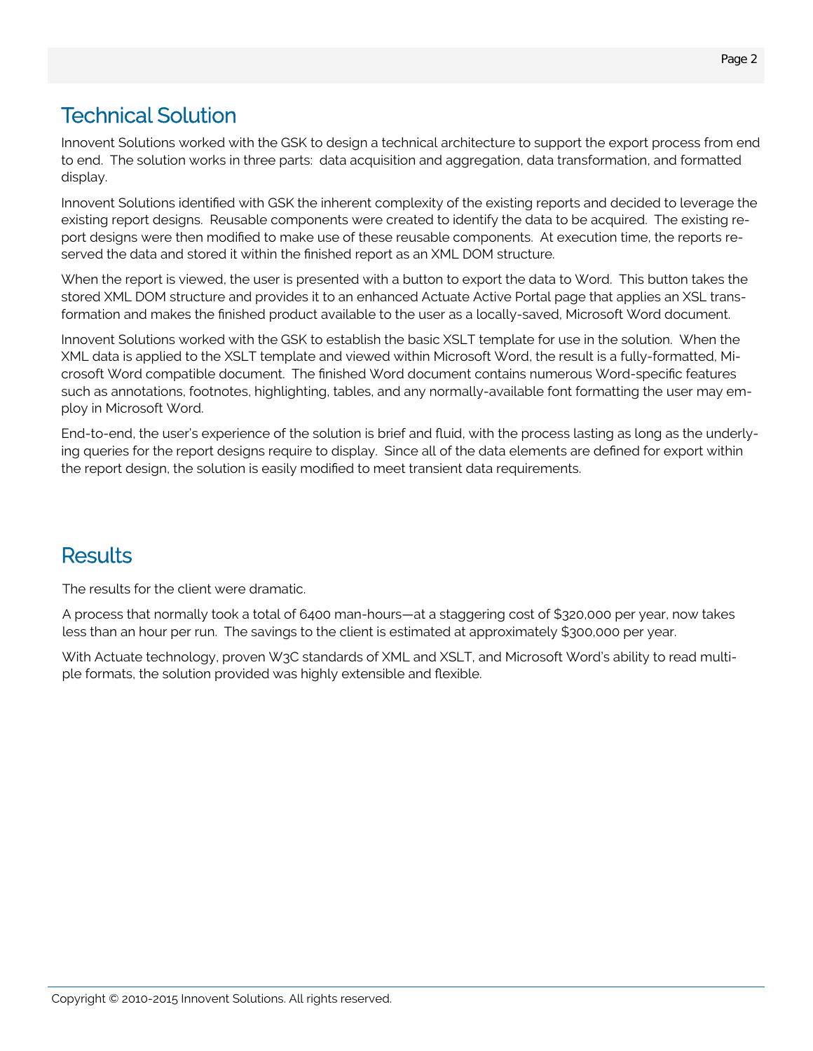## Technical Solution

Innovent Solutions worked with the GSK to design a technical architecture to support the export process from end to end. The solution works in three parts: data acquisition and aggregation, data transformation, and formatted display.

Innovent Solutions identified with GSK the inherent complexity of the existing reports and decided to leverage the existing report designs. Reusable components were created to identify the data to be acquired. The existing report designs were then modified to make use of these reusable components. At execution time, the reports reserved the data and stored it within the finished report as an XML DOM structure.

When the report is viewed, the user is presented with a button to export the data to Word. This button takes the stored XML DOM structure and provides it to an enhanced Actuate Active Portal page that applies an XSL transformation and makes the finished product available to the user as a locally-saved, Microsoft Word document.

Innovent Solutions worked with the GSK to establish the basic XSLT template for use in the solution. When the XML data is applied to the XSLT template and viewed within Microsoft Word, the result is a fully-formatted, Microsoft Word compatible document. The finished Word document contains numerous Word-specific features such as annotations, footnotes, highlighting, tables, and any normally-available font formatting the user may employ in Microsoft Word.

End-to-end, the user's experience of the solution is brief and fluid, with the process lasting as long as the underlying queries for the report designs require to display. Since all of the data elements are defined for export within the report design, the solution is easily modified to meet transient data requirements.

## Results

The results for the client were dramatic.

A process that normally took a total of 6400 man-hours—at a staggering cost of $320,000 per year, now takes less than an hour per run. The savings to the client is estimated at approximately $300,000 per year.

With Actuate technology, proven W3C standards of XML and XSLT, and Microsoft Word's ability to read multiple formats, the solution provided was highly extensible and flexible.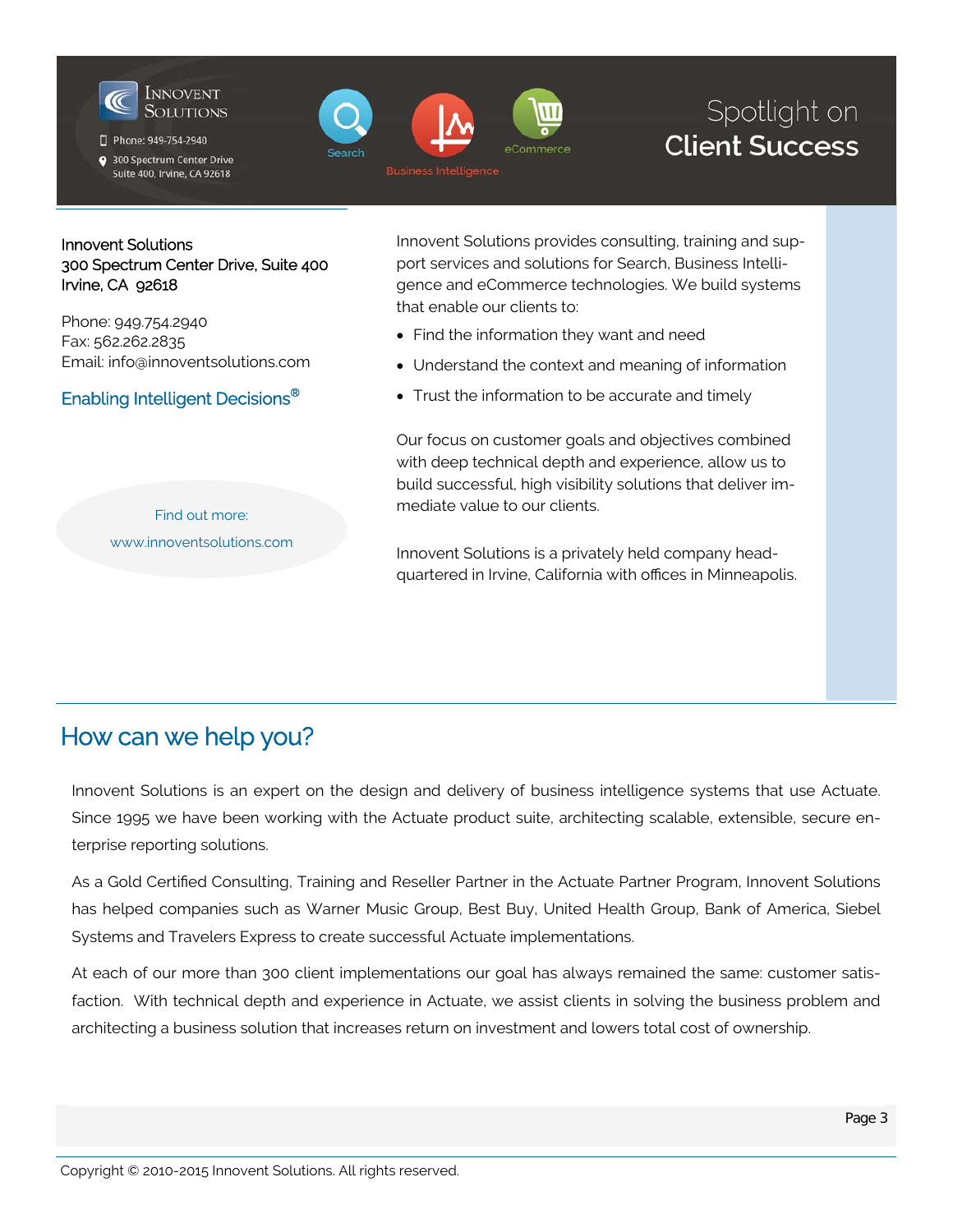Innovent Solutions

Phone: 949-754-2940

300 Spectrum Center Drive
Suite 400, Irvine, CA 92618

Search

Business Intelligence

eCommerce

# Spotlight on **Client Success**

**Innovent Solutions**
**300 Spectrum Center Drive, Suite 400**
**Irvine, CA 92618**

Phone: 949.754.2940
Fax: 562.262.2835
Email: info@innoventsolutions.com

Enabling Intelligent Decisions®

Find out more:
www.innoventsolutions.com

Innovent Solutions provides consulting, training and support services and solutions for Search, Business Intelligence and eCommerce technologies. We build systems that enable our clients to:

- Find the information they want and need
- Understand the context and meaning of information
- Trust the information to be accurate and timely

Our focus on customer goals and objectives combined with deep technical depth and experience, allow us to build successful, high visibility solutions that deliver immediate value to our clients.

Innovent Solutions is a privately held company headquartered in Irvine, California with offices in Minneapolis.

## How can we help you?

Innovent Solutions is an expert on the design and delivery of business intelligence systems that use Actuate. Since 1995 we have been working with the Actuate product suite, architecting scalable, extensible, secure enterprise reporting solutions.

As a Gold Certified Consulting, Training and Reseller Partner in the Actuate Partner Program, Innovent Solutions has helped companies such as Warner Music Group, Best Buy, United Health Group, Bank of America, Siebel Systems and Travelers Express to create successful Actuate implementations.

At each of our more than 300 client implementations our goal has always remained the same: customer satisfaction. With technical depth and experience in Actuate, we assist clients in solving the business problem and architecting a business solution that increases return on investment and lowers total cost of ownership.

Copyright © 2010-2015 Innovent Solutions. All rights reserved.